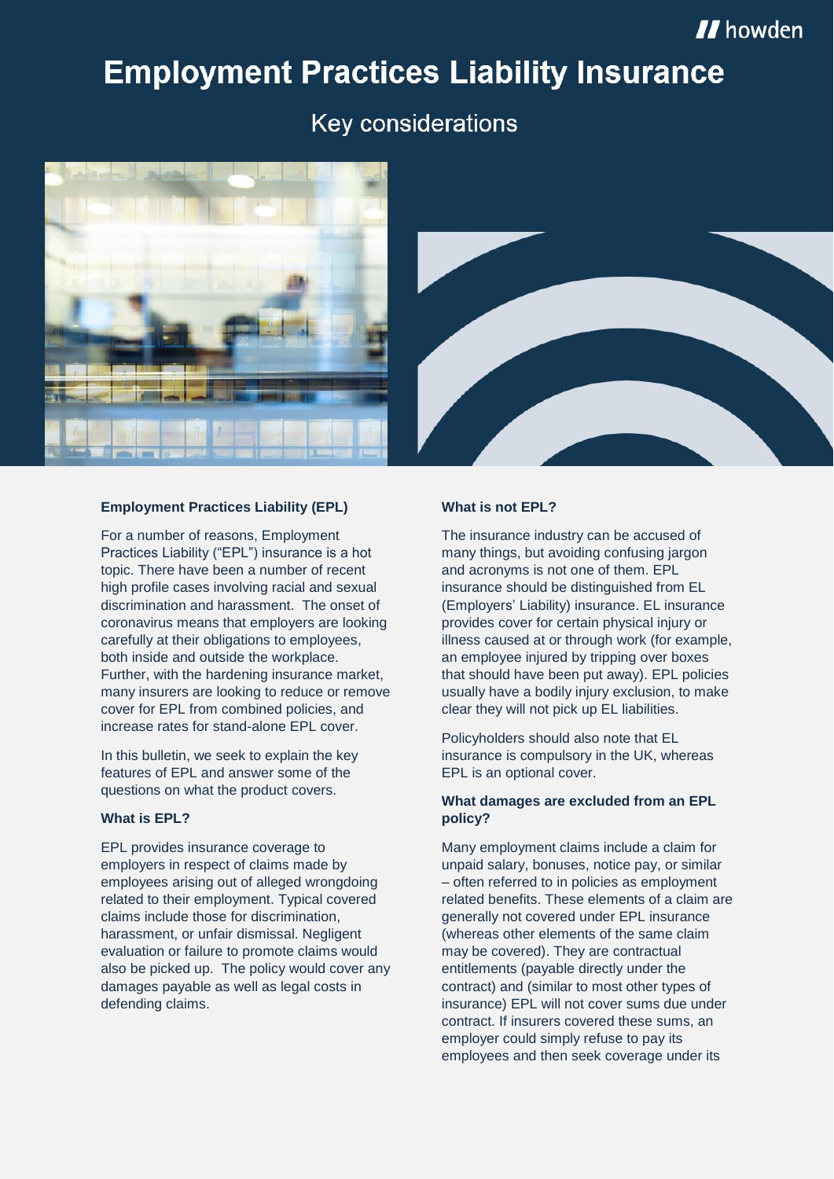# Employment Practices Liability Insurance

## Key considerations

### Employment Practices Liability (EPL)

For a number of reasons, Employment Practices Liability ("EPL") insurance is a hot topic. There have been a number of recent high profile cases involving racial and sexual discrimination and harassment. The onset of coronavirus means that employers are looking carefully at their obligations to employees, both inside and outside the workplace. Further, with the hardening insurance market, many insurers are looking to reduce or remove cover for EPL from combined policies, and increase rates for stand-alone EPL cover.

In this bulletin, we seek to explain the key features of EPL and answer some of the questions on what the product covers.

### What is EPL?

EPL provides insurance coverage to employers in respect of claims made by employees arising out of alleged wrongdoing related to their employment. Typical covered claims include those for discrimination, harassment, or unfair dismissal. Negligent evaluation or failure to promote claims would also be picked up. The policy would cover any damages payable as well as legal costs in defending claims.

### What is not EPL?

The insurance industry can be accused of many things, but avoiding confusing jargon and acronyms is not one of them. EPL insurance should be distinguished from EL (Employers' Liability) insurance. EL insurance provides cover for certain physical injury or illness caused at or through work (for example, an employee injured by tripping over boxes that should have been put away). EPL policies usually have a bodily injury exclusion, to make clear they will not pick up EL liabilities.

Policyholders should also note that EL insurance is compulsory in the UK, whereas EPL is an optional cover.

### What damages are excluded from an EPL policy?

Many employment claims include a claim for unpaid salary, bonuses, notice pay, or similar – often referred to in policies as employment related benefits. These elements of a claim are generally not covered under EPL insurance (whereas other elements of the same claim may be covered). They are contractual entitlements (payable directly under the contract) and (similar to most other types of insurance) EPL will not cover sums due under contract. If insurers covered these sums, an employer could simply refuse to pay its employees and then seek coverage under its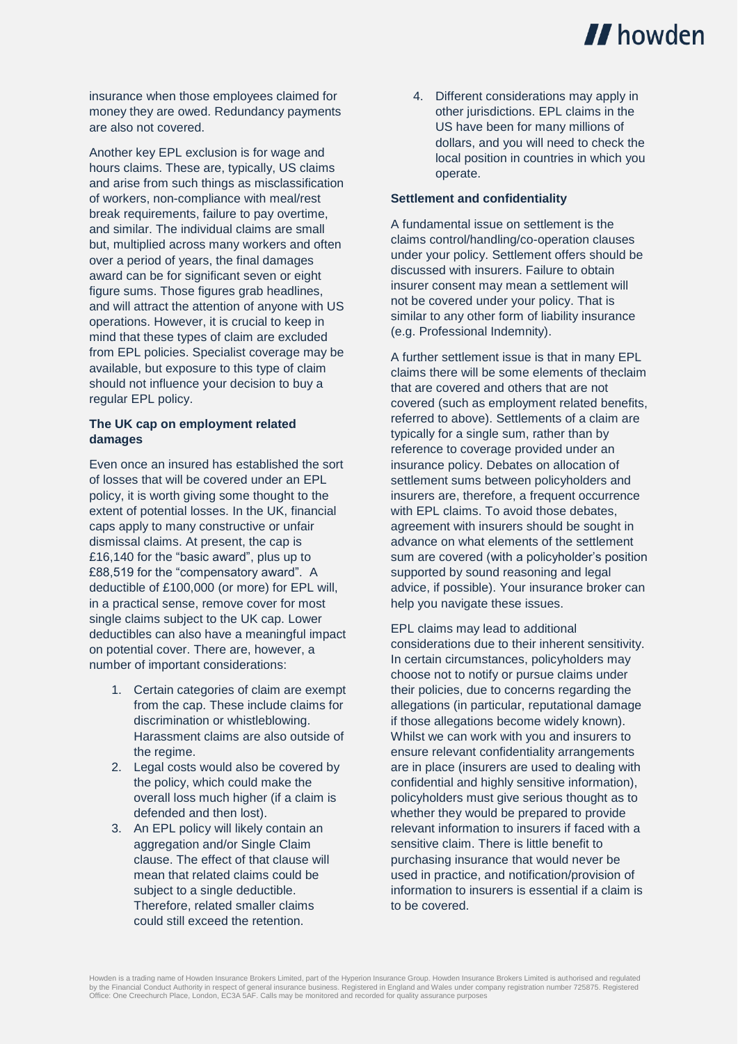insurance when those employees claimed for money they are owed. Redundancy payments are also not covered.

Another key EPL exclusion is for wage and hours claims. These are, typically, US claims and arise from such things as misclassification of workers, non-compliance with meal/rest break requirements, failure to pay overtime, and similar. The individual claims are small but, multiplied across many workers and often over a period of years, the final damages award can be for significant seven or eight figure sums. Those figures grab headlines, and will attract the attention of anyone with US operations. However, it is crucial to keep in mind that these types of claim are excluded from EPL policies. Specialist coverage may be available, but exposure to this type of claim should not influence your decision to buy a regular EPL policy.

**The UK cap on employment related damages**

Even once an insured has established the sort of losses that will be covered under an EPL policy, it is worth giving some thought to the extent of potential losses. In the UK, financial caps apply to many constructive or unfair dismissal claims. At present, the cap is £16,140 for the "basic award", plus up to £88,519 for the "compensatory award". A deductible of £100,000 (or more) for EPL will, in a practical sense, remove cover for most single claims subject to the UK cap. Lower deductibles can also have a meaningful impact on potential cover. There are, however, a number of important considerations:

1. Certain categories of claim are exempt from the cap. These include claims for discrimination or whistleblowing. Harassment claims are also outside of the regime.
2. Legal costs would also be covered by the policy, which could make the overall loss much higher (if a claim is defended and then lost).
3. An EPL policy will likely contain an aggregation and/or Single Claim clause. The effect of that clause will mean that related claims could be subject to a single deductible. Therefore, related smaller claims could still exceed the retention.
4. Different considerations may apply in other jurisdictions. EPL claims in the US have been for many millions of dollars, and you will need to check the local position in countries in which you operate.

**Settlement and confidentiality**

A fundamental issue on settlement is the claims control/handling/co-operation clauses under your policy. Settlement offers should be discussed with insurers. Failure to obtain insurer consent may mean a settlement will not be covered under your policy. That is similar to any other form of liability insurance (e.g. Professional Indemnity).

A further settlement issue is that in many EPL claims there will be some elements of theclaim that are covered and others that are not covered (such as employment related benefits, referred to above). Settlements of a claim are typically for a single sum, rather than by reference to coverage provided under an insurance policy. Debates on allocation of settlement sums between policyholders and insurers are, therefore, a frequent occurrence with EPL claims. To avoid those debates, agreement with insurers should be sought in advance on what elements of the settlement sum are covered (with a policyholder's position supported by sound reasoning and legal advice, if possible). Your insurance broker can help you navigate these issues.

EPL claims may lead to additional considerations due to their inherent sensitivity. In certain circumstances, policyholders may choose not to notify or pursue claims under their policies, due to concerns regarding the allegations (in particular, reputational damage if those allegations become widely known). Whilst we can work with you and insurers to ensure relevant confidentiality arrangements are in place (insurers are used to dealing with confidential and highly sensitive information), policyholders must give serious thought as to whether they would be prepared to provide relevant information to insurers if faced with a sensitive claim. There is little benefit to purchasing insurance that would never be used in practice, and notification/provision of information to insurers is essential if a claim is to be covered.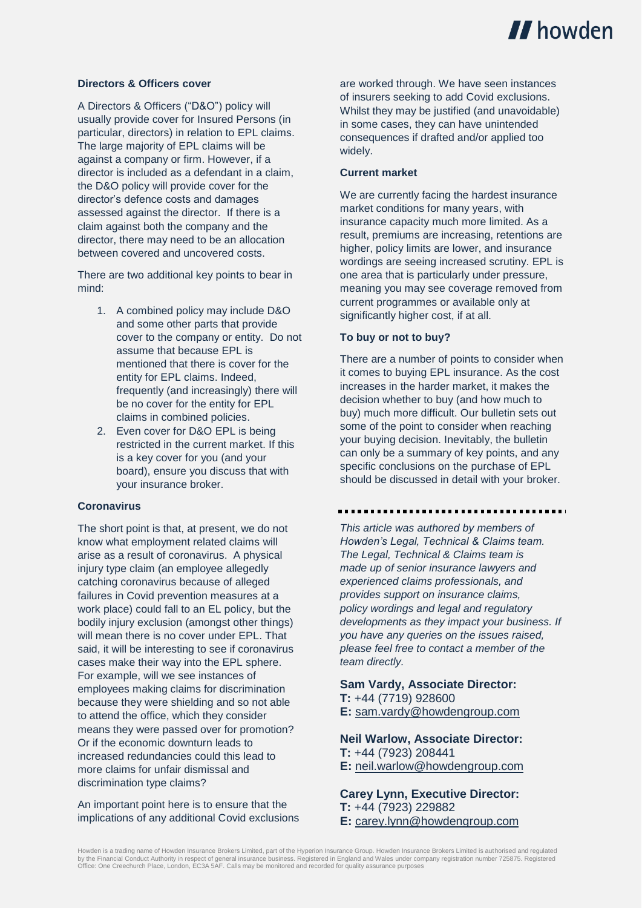**Directors & Officers cover**

A Directors & Officers ("D&O") policy will usually provide cover for Insured Persons (in particular, directors) in relation to EPL claims. The large majority of EPL claims will be against a company or firm. However, if a director is included as a defendant in a claim, the D&O policy will provide cover for the director's defence costs and damages assessed against the director. If there is a claim against both the company and the director, there may need to be an allocation between covered and uncovered costs.

There are two additional key points to bear in mind:

1. A combined policy may include D&O and some other parts that provide cover to the company or entity. Do not assume that because EPL is mentioned that there is cover for the entity for EPL claims. Indeed, frequently (and increasingly) there will be no cover for the entity for EPL claims in combined policies.
2. Even cover for D&O EPL is being restricted in the current market. If this is a key cover for you (and your board), ensure you discuss that with your insurance broker.

**Coronavirus**

The short point is that, at present, we do not know what employment related claims will arise as a result of coronavirus. A physical injury type claim (an employee allegedly catching coronavirus because of alleged failures in Covid prevention measures at a work place) could fall to an EL policy, but the bodily injury exclusion (amongst other things) will mean there is no cover under EPL. That said, it will be interesting to see if coronavirus cases make their way into the EPL sphere. For example, will we see instances of employees making claims for discrimination because they were shielding and so not able to attend the office, which they consider means they were passed over for promotion? Or if the economic downturn leads to increased redundancies could this lead to more claims for unfair dismissal and discrimination type claims?

An important point here is to ensure that the implications of any additional Covid exclusions are worked through. We have seen instances of insurers seeking to add Covid exclusions. Whilst they may be justified (and unavoidable) in some cases, they can have unintended consequences if drafted and/or applied too widely.

**Current market**

We are currently facing the hardest insurance market conditions for many years, with insurance capacity much more limited. As a result, premiums are increasing, retentions are higher, policy limits are lower, and insurance wordings are seeing increased scrutiny. EPL is one area that is particularly under pressure, meaning you may see coverage removed from current programmes or available only at significantly higher cost, if at all.

**To buy or not to buy?**

There are a number of points to consider when it comes to buying EPL insurance. As the cost increases in the harder market, it makes the decision whether to buy (and how much to buy) much more difficult. Our bulletin sets out some of the point to consider when reaching your buying decision. Inevitably, the bulletin can only be a summary of key points, and any specific conclusions on the purchase of EPL should be discussed in detail with your broker.

---

*This article was authored by members of Howden's Legal, Technical & Claims team. The Legal, Technical & Claims team is made up of senior insurance lawyers and experienced claims professionals, and provides support on insurance claims, policy wordings and legal and regulatory developments as they impact your business. If you have any queries on the issues raised, please feel free to contact a member of the team directly.*

**Sam Vardy, Associate Director:**
**T:** +44 (7719) 928600
**E:** sam.vardy@howdengroup.com

**Neil Warlow, Associate Director:**
**T:** +44 (7923) 208441
**E:** neil.warlow@howdengroup.com

**Carey Lynn, Executive Director:**
**T:** +44 (7923) 229882
**E:** carey.lynn@howdengroup.com

Howden is a trading name of Howden Insurance Brokers Limited, part of the Hyperion Insurance Group. Howden Insurance Brokers Limited is authorised and regulated by the Financial Conduct Authority in respect of general insurance business. Registered in England and Wales under company registration number 725875. Registered Office: One Creechurch Place, London, EC3A 5AF. Calls may be monitored and recorded for quality assurance purposes